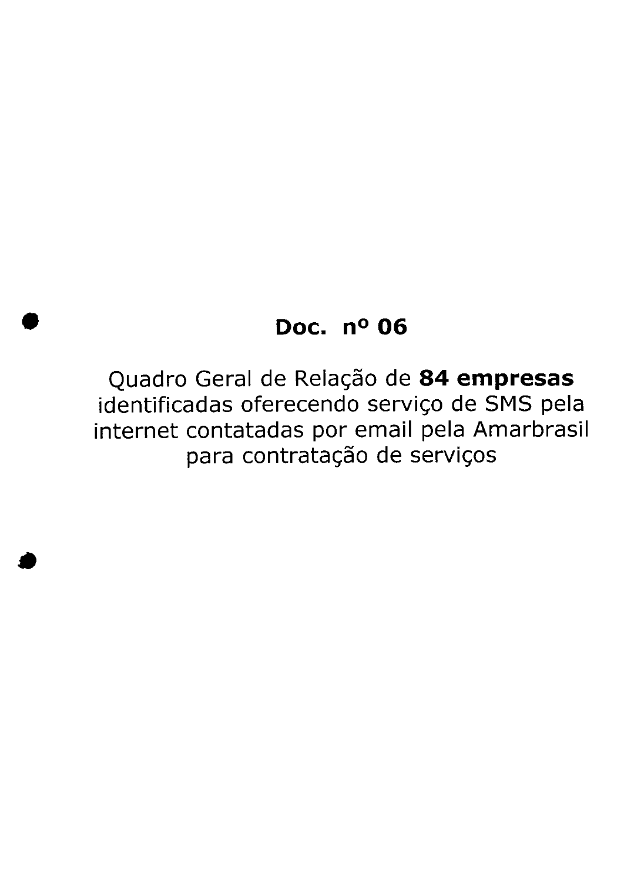# Doc. nº 06

Quadro Geral de Relação de **84 empresas** identificadas oferecendo serviço de SMS pela internet contatadas por email pela Amarbrasil para contratação de serviços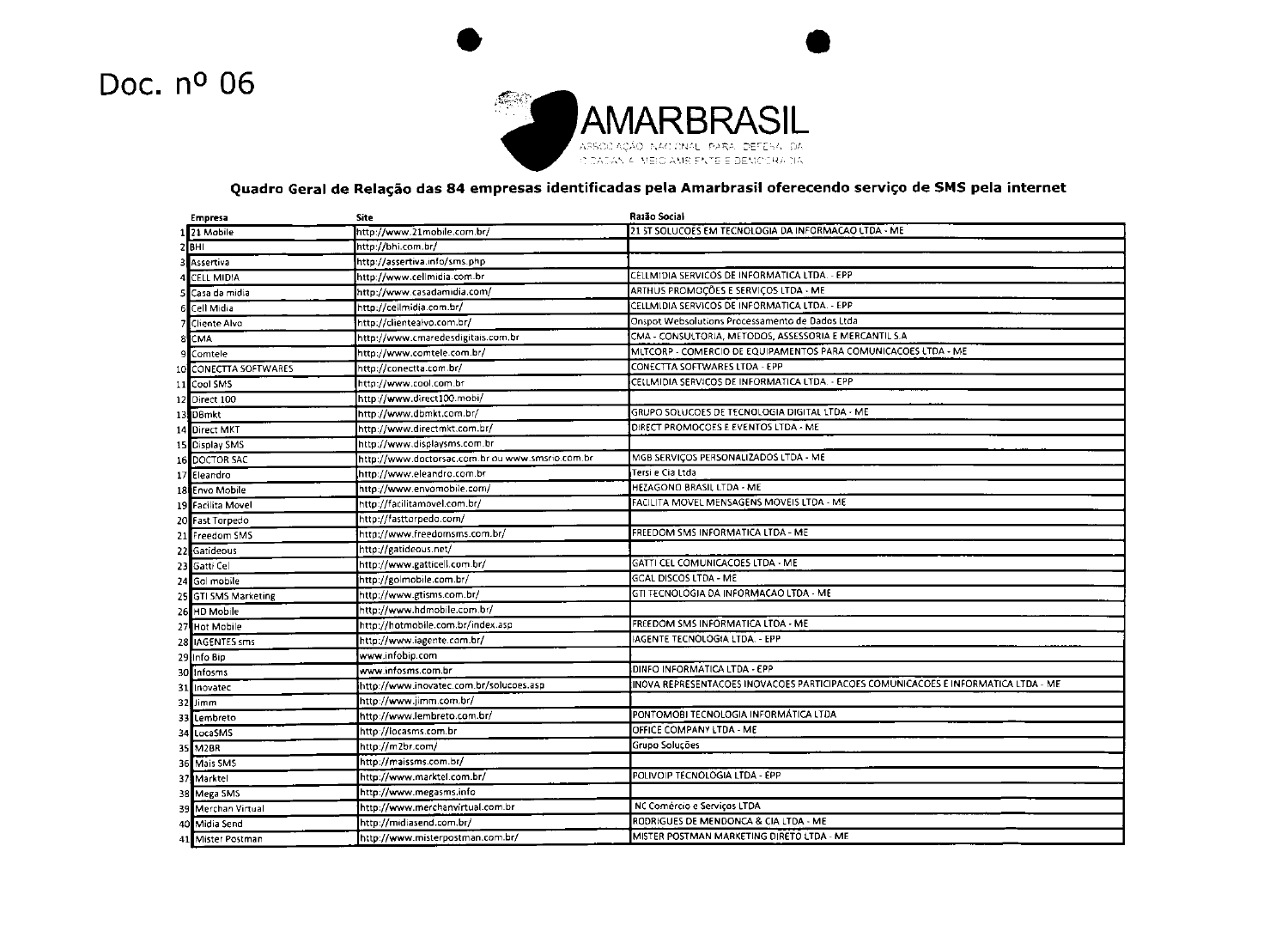Doc. nº 06

AMARBRASIL

ASSOCIAÇÃO NACIONAL PARA DEFESA DA CIDADANIA, MEIO AMBIENTE E DEMOCRACIA

**Quadro Geral de Relação das 84 empresas identificadas pela Amarbrasil oferecendo serviço de SMS pela internet**

| | Empresa | Site | Razão Social |
|---|---|---|---|
| 1 | 21 Mobile | http://www.21mobile.com.br/ | 21 ST SOLUCOES EM TECNOLOGIA DA INFORMACAO LTDA - ME |
| 2 | BHI | http://bhi.com.br/ | |
| 3 | Assertiva | http://assertiva.info/sms.php | |
| 4 | CELL MIDIA | http://www.cellmidia.com.br | CELLMIDIA SERVICOS DE INFORMATICA LTDA. - EPP |
| 5 | Casa da midia | http://www.casadamidia.com/ | ARTHUS PROMOÇÕES E SERVIÇOS LTDA - ME |
| 6 | Cell Midia | http://cellmidia.com.br/ | CELLMIDIA SERVICOS DE INFORMATICA LTDA. - EPP |
| 7 | Cliente Alvo | http://clientealvo.com.br/ | Onspot Websolutions Processamento de Dados Ltda |
| 8 | CMA | http://www.cmaredesdigitais.com.br | CMA - CONSULTORIA, METODOS, ASSESSORIA E MERCANTIL S.A |
| 9 | Comtele | http://www.comtele.com.br/ | MLTCORP - COMERCIO DE EQUIPAMENTOS PARA COMUNICACOES LTDA - ME |
| 10 | CONECTTA SOFTWARES | http://conectta.com.br/ | CONECTTA SOFTWARES LTDA - EPP |
| 11 | Cool SMS | http://www.cool.com.br | CELLMIDIA SERVICOS DE INFORMATICA LTDA. - EPP |
| 12 | Direct 100 | http://www.direct100.mobi/ | |
| 13 | DBmkt | http://www.dbmkt.com.br/ | GRUPO SOLUCOES DE TECNOLOGIA DIGITAL LTDA - ME |
| 14 | Direct MKT | http://www.directmkt.com.br/ | DIRECT PROMOCOES E EVENTOS LTDA - ME |
| 15 | Display SMS | http://www.displaysms.com.br | |
| 16 | DOCTOR SAC | http://www.doctorsac.com.br ou www.smsrio.com.br | MGB SERVIÇOS PERSONALIZADOS LTDA - ME |
| 17 | Eleandro | http://www.eleandro.com.br | Tersi e Cia Ltda |
| 18 | Envo Mobile | http://www.envomobile.com/ | HEZAGONO BRASIL LTDA - ME |
| 19 | Facilita Movel | http://facilitamovel.com.br/ | FACILITA MOVEL MENSAGENS MOVEIS LTDA - ME |
| 20 | Fast Torpedo | http://fasttorpedo.com/ | |
| 21 | Freedom SMS | http://www.freedomsms.com.br/ | FREEDOM SMS INFORMATICA LTDA - ME |
| 22 | Gatideous | http://gatideous.net/ | |
| 23 | Gatti Cel | http://www.gatticell.com.br/ | GATTI CEL COMUNICACOES LTDA - ME |
| 24 | Gol mobile | http://golmobile.com.br/ | GCAL DISCOS LTDA - ME |
| 25 | GTI SMS Marketing | http://www.gtisms.com.br/ | GTI TECNOLOGIA DA INFORMACAO LTDA - ME |
| 26 | HD Mobile | http://www.hdmobile.com.br/ | |
| 27 | Hot Mobile | http://hotmobile.com.br/index.asp | FREEDOM SMS INFORMATICA LTDA - ME |
| 28 | IAGENTES sms | http://www.iagente.com.br/ | IAGENTE TECNOLOGIA LTDA. - EPP |
| 29 | Info Bip | www.infobip.com | |
| 30 | Infosms | www.infosms.com.br | DINFO INFORMÁTICA LTDA - EPP |
| 31 | Inovatec | http://www.inovatec.com.br/solucoes.asp | INOVA REPRESENTACOES INOVACOES PARTICIPACOES COMUNICACOES E INFORMATICA LTDA - ME |
| 32 | Jimm | http://www.jimm.com.br/ | |
| 33 | Lembreto | http://www.lembreto.com.br/ | PONTOMOBI TECNOLOGIA INFORMÁTICA LTDA |
| 34 | LocaSMS | http://locasms.com.br | OFFICE COMPANY LTDA - ME |
| 35 | M2BR | http://m2br.com/ | Grupo Soluções |
| 36 | Mais SMS | http://maissms.com.br/ | |
| 37 | Marktel | http://www.marktel.com.br/ | POLIVOIP TECNOLOGIA LTDA - EPP |
| 38 | Mega SMS | http://www.megasms.info | |
| 39 | Merchan Virtual | http://www.merchanvirtual.com.br | NC Comércio e Serviços LTDA |
| 40 | Midia Send | http://midiasend.com.br/ | RODRIGUES DE MENDONCA & CIA LTDA - ME |
| 41 | Mister Postman | http://www.misterpostman.com.br/ | MISTER POSTMAN MARKETING DIRETO LTDA - ME |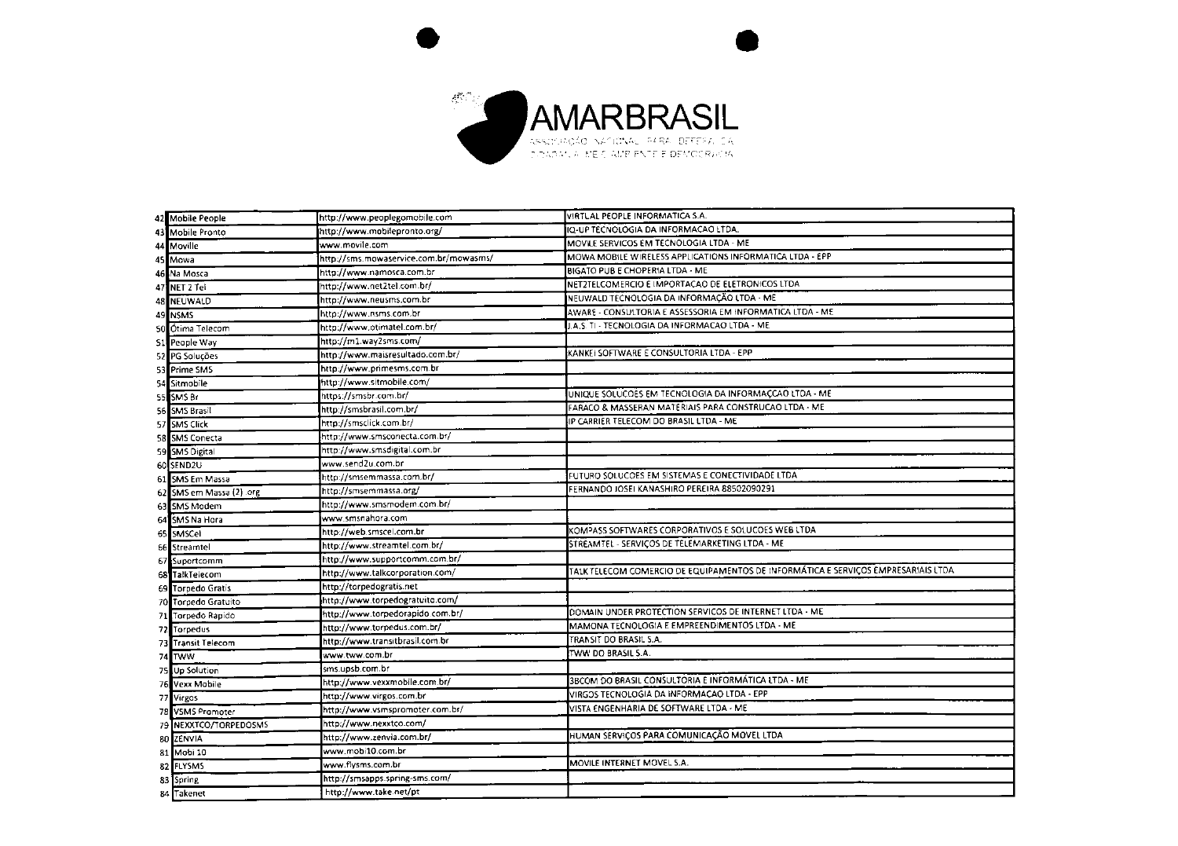AMARBRASIL

ASSOCIAÇÃO NACIONAL PARA DEFESA DA CIDADANIA, MEIO AMBIENTE E DEMOCRACIA

| | | | |
|---|---|---|---|
| 42 | Mobile People | http://www.peoplegomobile.com | VIRTUAL PEOPLE INFORMATICA S.A. |
| 43 | Mobile Pronto | http://www.mobilepronto.org/ | IQ-UP TECNOLOGIA DA INFORMACAO LTDA. |
| 44 | Moville | www.movile.com | MOVILE SERVICOS EM TECNOLOGIA LTDA - ME |
| 45 | Mowa | http://sms.mowaservice.com.br/mowasms/ | MOWA MOBILE WIRELESS APPLICATIONS INFORMATICA LTDA - EPP |
| 46 | Na Mosca | http://www.namosca.com.br | BIGATO PUB E CHOPERIA LTDA - ME |
| 47 | NET 2 Tel | http://www.net2tel.com.br/ | NET2TELCOMERCIO E IMPORTACAO DE ELETRONICOS LTDA |
| 48 | NEUWALD | http://www.neusms.com.br | NEUWALD TECNOLOGIA DA INFORMAÇÃO LTDA - ME |
| 49 | NSMS | http://www.nsms.com.br | AWARE - CONSULTORIA E ASSESSORIA EM INFORMATICA LTDA - ME |
| 50 | Ótima Telecom | http://www.otimatel.com.br/ | J.A.S. TI - TECNOLOGIA DA INFORMACAO LTDA - ME |
| 51 | People Way | http://m1.way2sms.com/ | |
| 52 | PG Soluções | http://www.maisresultado.com.br/ | KANKEI SOFTWARE E CONSULTORIA LTDA - EPP |
| 53 | Prime SMS | http://www.primesms.com.br | |
| 54 | Sitmobile | http://www.sitmobile.com/ | |
| 55 | SMS Br | https://smsbr.com.br/ | UNIQUE SOLUÇÕES EM TECNOLOGIA DA INFORMAÇCAO LTDA - ME |
| 56 | SMS Brasil | http://smsbrasil.com.br/ | FARACO & MASSERAN MATERIAIS PARA CONSTRUCAO LTDA - ME |
| 57 | SMS Click | http://smsclick.com.br/ | IP CARRIER TELECOM DO BRASIL LTDA - ME |
| 58 | SMS Conecta | http://www.smsconecta.com.br/ | |
| 59 | SMS Digital | http://www.smsdigital.com.br | |
| 60 | SEND2U | www.send2u.com.br | |
| 61 | SMS Em Massa | http://smsemmassa.com.br/ | FUTURO SOLUCOES EM SISTEMAS E CONECTIVIDADE LTDA |
| 62 | SMS em Massa (2) .org | http://smsemmassa.org/ | FERNANDO JOSEI KANASHIRO PEREIRA 88502090291 |
| 63 | SMS Modem | http://www.smsmodem.com.br/ | |
| 64 | SMS Na Hora | www.smsnahora.com | |
| 65 | SMSCel | http://web.smscel.com.br | KOMPASS SOFTWARES CORPORATIVOS E SOLUCOES WEB LTDA |
| 66 | Streamtel | http://www.streamtel.com.br/ | STREAMTEL - SERVIÇOS DE TELEMARKETING LTDA - ME |
| 67 | Suportcomm | http://www.supportcomm.com.br/ | |
| 68 | TalkTelecom | http://www.talkcorporation.com/ | TALK TELECOM COMERCIO DE EQUIPAMENTOS DE INFORMÁTICA E SERVIÇOS EMPRESARIAIS LTDA |
| 69 | Torpedo Gratis | http://torpedogratis.net | |
| 70 | Torpedo Gratuito | http://www.torpedogratuito.com/ | |
| 71 | Torpedo Rapido | http://www.torpedorapido.com.br/ | DOMAIN UNDER PROTECTION SERVICOS DE INTERNET LTDA - ME |
| 72 | Torpedus | http://www.torpedus.com.br/ | MAMONA TECNOLOGIA E EMPREENDIMENTOS LTDA - ME |
| 73 | Transit Telecom | http://www.transitbrasil.com.br | TRANSIT DO BRASIL S.A. |
| 74 | TWW | www.tww.com.br | TWW DO BRASIL S.A. |
| 75 | Up Solution | sms.upsb.com.br | |
| 76 | Vexx Mobile | http://www.vexxmobile.com.br/ | 3BCOM DO BRASIL CONSULTORIA E INFORMÁTICA LTDA - ME |
| 77 | Virgos | http://www.virgos.com.br | VIRGOS TECNOLOGIA DA INFORMACAO LTDA - EPP |
| 78 | VSMS Promoter | http://www.vsmspromoter.com.br/ | VISTA ENGENHARIA DE SOFTWARE LTDA - ME |
| 79 | NEXXTCO/TORPEDOSMS | http://www.nexxtco.com/ | |
| 80 | ZENVIA | http://www.zenvia.com.br/ | HUMAN SERVIÇOS PARA COMUNICAÇÃO MOVEL LTDA |
| 81 | Mobi 10 | www.mobi10.com.br | |
| 82 | FLYSMS | www.flysms.com.br | MOVILE INTERNET MOVEL S.A. |
| 83 | Spring | http://smsapps.spring-sms.com/ | |
| 84 | Takenet | http://www.take.net/pt | |